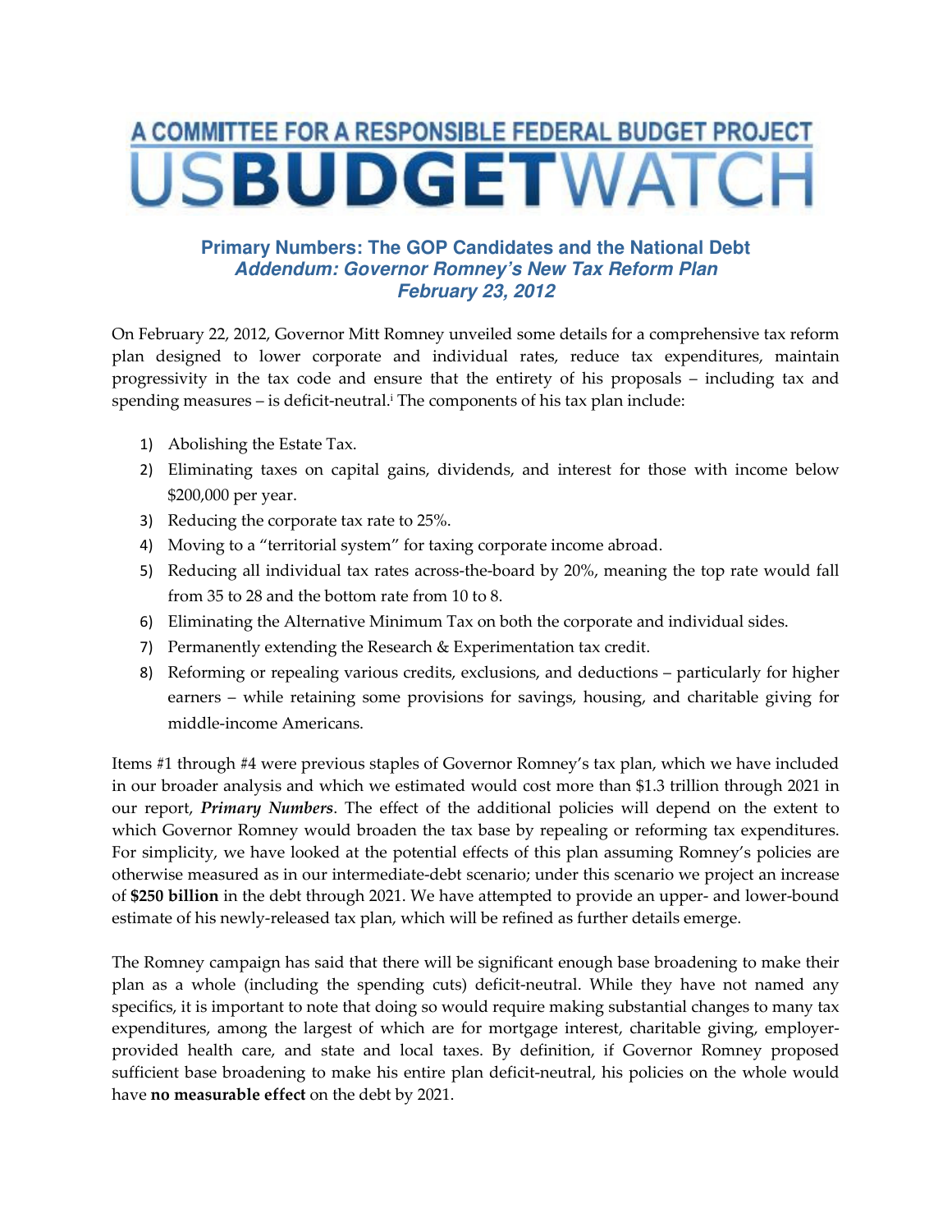# A COMMITTEE FOR A RESPONSIBLE FEDERAL BUDGET PROJECT
# USBUDGETWATCH

## Primary Numbers: The GOP Candidates and the National Debt
### *Addendum: Governor Romney's New Tax Reform Plan*
### *February 23, 2012*

On February 22, 2012, Governor Mitt Romney unveiled some details for a comprehensive tax reform plan designed to lower corporate and individual rates, reduce tax expenditures, maintain progressivity in the tax code and ensure that the entirety of his proposals – including tax and spending measures – is deficit-neutral.[i] The components of his tax plan include:

1) Abolishing the Estate Tax.
2) Eliminating taxes on capital gains, dividends, and interest for those with income below $200,000 per year.
3) Reducing the corporate tax rate to 25%.
4) Moving to a "territorial system" for taxing corporate income abroad.
5) Reducing all individual tax rates across-the-board by 20%, meaning the top rate would fall from 35 to 28 and the bottom rate from 10 to 8.
6) Eliminating the Alternative Minimum Tax on both the corporate and individual sides.
7) Permanently extending the Research & Experimentation tax credit.
8) Reforming or repealing various credits, exclusions, and deductions – particularly for higher earners – while retaining some provisions for savings, housing, and charitable giving for middle-income Americans.

Items #1 through #4 were previous staples of Governor Romney's tax plan, which we have included in our broader analysis and which we estimated would cost more than $1.3 trillion through 2021 in our report, ***Primary Numbers***. The effect of the additional policies will depend on the extent to which Governor Romney would broaden the tax base by repealing or reforming tax expenditures. For simplicity, we have looked at the potential effects of this plan assuming Romney's policies are otherwise measured as in our intermediate-debt scenario; under this scenario we project an increase of **$250 billion** in the debt through 2021. We have attempted to provide an upper- and lower-bound estimate of his newly-released tax plan, which will be refined as further details emerge.

The Romney campaign has said that there will be significant enough base broadening to make their plan as a whole (including the spending cuts) deficit-neutral. While they have not named any specifics, it is important to note that doing so would require making substantial changes to many tax expenditures, among the largest of which are for mortgage interest, charitable giving, employer-provided health care, and state and local taxes. By definition, if Governor Romney proposed sufficient base broadening to make his entire plan deficit-neutral, his policies on the whole would have **no measurable effect** on the debt by 2021.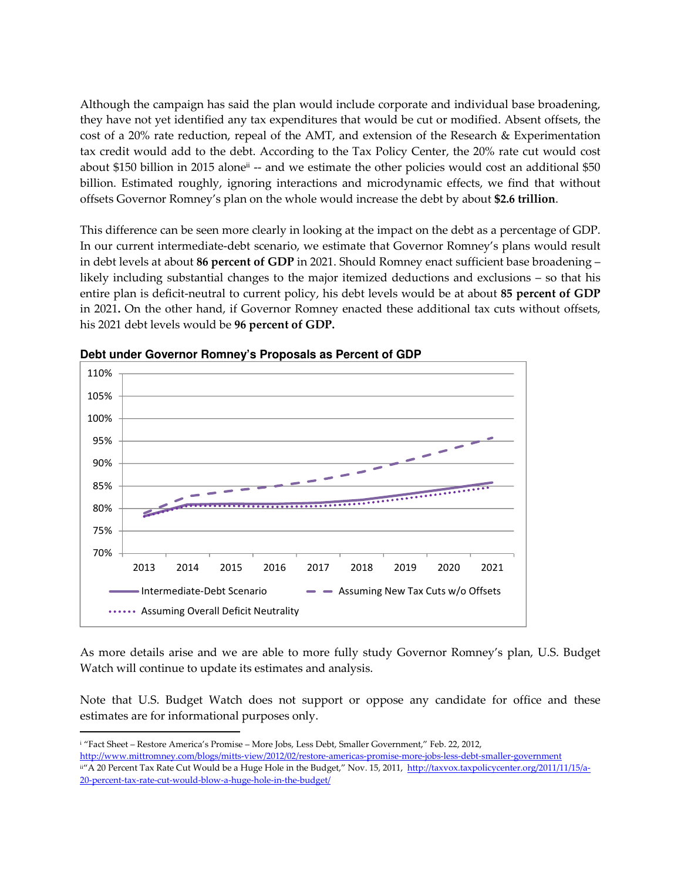Although the campaign has said the plan would include corporate and individual base broadening, they have not yet identified any tax expenditures that would be cut or modified. Absent offsets, the cost of a 20% rate reduction, repeal of the AMT, and extension of the Research & Experimentation tax credit would add to the debt. According to the Tax Policy Center, the 20% rate cut would cost about $150 billion in 2015 alone[ii] -- and we estimate the other policies would cost an additional $50 billion. Estimated roughly, ignoring interactions and microdynamic effects, we find that without offsets Governor Romney's plan on the whole would increase the debt by about **$2.6 trillion**.

This difference can be seen more clearly in looking at the impact on the debt as a percentage of GDP. In our current intermediate-debt scenario, we estimate that Governor Romney's plans would result in debt levels at about **86 percent of GDP** in 2021. Should Romney enact sufficient base broadening – likely including substantial changes to the major itemized deductions and exclusions – so that his entire plan is deficit-neutral to current policy, his debt levels would be at about **85 percent of GDP** in 2021**.** On the other hand, if Governor Romney enacted these additional tax cuts without offsets, his 2021 debt levels would be **96 percent of GDP.**

**Debt under Governor Romney's Proposals as Percent of GDP**

110%
105%
100%
95%
90%
85%
80%
75%
70%

2013 2014 2015 2016 2017 2018 2019 2020 2021

Intermediate-Debt Scenario
Assuming New Tax Cuts w/o Offsets
Assuming Overall Deficit Neutrality

As more details arise and we are able to more fully study Governor Romney's plan, U.S. Budget Watch will continue to update its estimates and analysis.

Note that U.S. Budget Watch does not support or oppose any candidate for office and these estimates are for informational purposes only.

---

[i] "Fact Sheet – Restore America's Promise – More Jobs, Less Debt, Smaller Government," Feb. 22, 2012, http://www.mittromney.com/blogs/mitts-view/2012/02/restore-americas-promise-more-jobs-less-debt-smaller-government

[ii] "A 20 Percent Tax Rate Cut Would be a Huge Hole in the Budget," Nov. 15, 2011, http://taxvox.taxpolicycenter.org/2011/11/15/a-20-percent-tax-rate-cut-would-blow-a-huge-hole-in-the-budget/